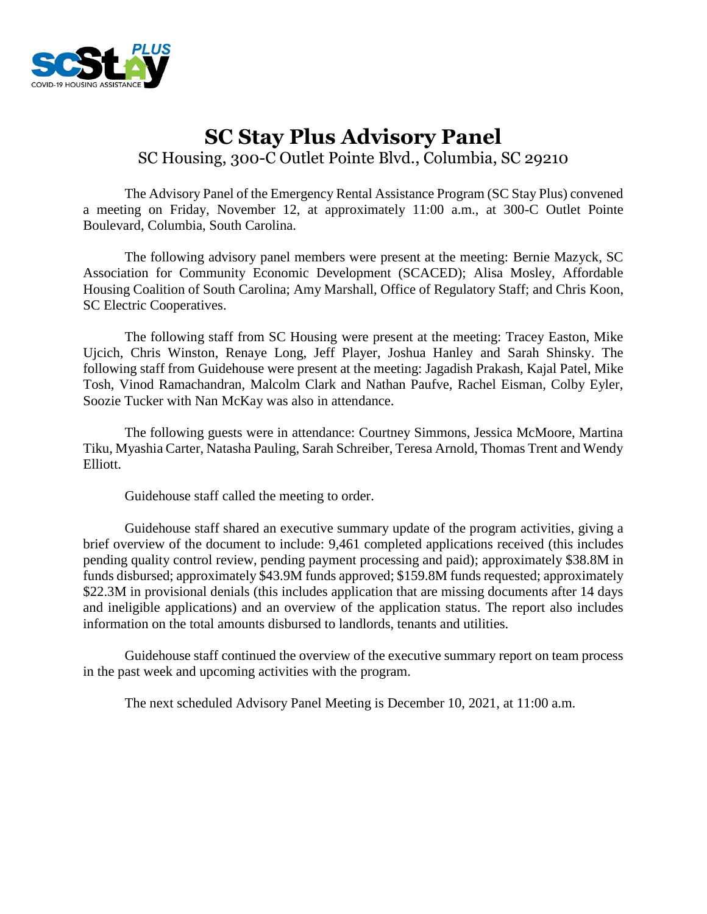# SC Stay Plus Advisory Panel

SC Housing, 300-C Outlet Pointe Blvd., Columbia, SC 29210

The Advisory Panel of the Emergency Rental Assistance Program (SC Stay Plus) convened a meeting on Friday, November 12, at approximately 11:00 a.m., at 300-C Outlet Pointe Boulevard, Columbia, South Carolina.

The following advisory panel members were present at the meeting: Bernie Mazyck, SC Association for Community Economic Development (SCACED); Alisa Mosley, Affordable Housing Coalition of South Carolina; Amy Marshall, Office of Regulatory Staff; and Chris Koon, SC Electric Cooperatives.

The following staff from SC Housing were present at the meeting: Tracey Easton, Mike Ujcich, Chris Winston, Renaye Long, Jeff Player, Joshua Hanley and Sarah Shinsky. The following staff from Guidehouse were present at the meeting: Jagadish Prakash, Kajal Patel, Mike Tosh, Vinod Ramachandran, Malcolm Clark and Nathan Paufve, Rachel Eisman, Colby Eyler, Soozie Tucker with Nan McKay was also in attendance.

The following guests were in attendance: Courtney Simmons, Jessica McMoore, Martina Tiku, Myashia Carter, Natasha Pauling, Sarah Schreiber, Teresa Arnold, Thomas Trent and Wendy Elliott.

Guidehouse staff called the meeting to order.

Guidehouse staff shared an executive summary update of the program activities, giving a brief overview of the document to include: 9,461 completed applications received (this includes pending quality control review, pending payment processing and paid); approximately $38.8M in funds disbursed; approximately $43.9M funds approved; $159.8M funds requested; approximately $22.3M in provisional denials (this includes application that are missing documents after 14 days and ineligible applications) and an overview of the application status. The report also includes information on the total amounts disbursed to landlords, tenants and utilities.

Guidehouse staff continued the overview of the executive summary report on team process in the past week and upcoming activities with the program.

The next scheduled Advisory Panel Meeting is December 10, 2021, at 11:00 a.m.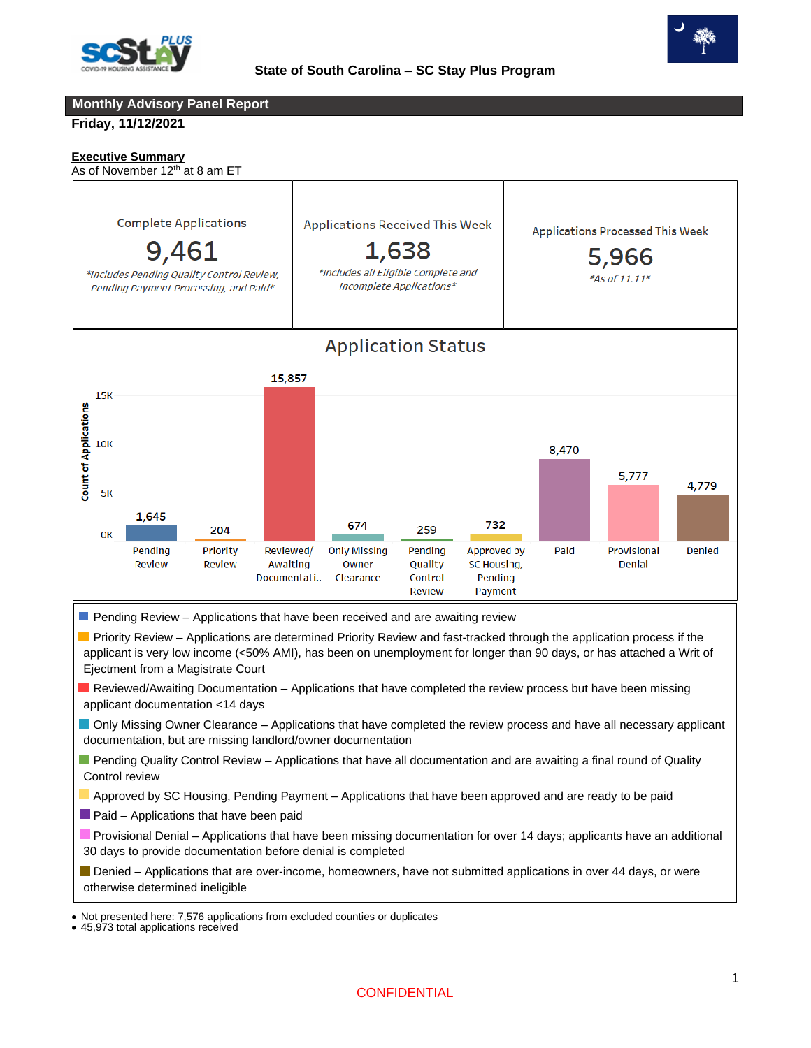State of South Carolina – SC Stay Plus Program

## Monthly Advisory Panel Report

**Friday, 11/12/2021**

**Executive Summary**

As of November 12th at 8 am ET

| Complete Applications | Applications Received This Week | Applications Processed This Week |
|---|---|---|
| 9,461 | 1,638 | 5,966 |
| *Includes Pending Quality Control Review, Pending Payment Processing, and Paid* | *Includes all Eligible Complete and Incomplete Applications* | *As of 11.11* |

**Application Status**

| Status | Count of Applications |
|---|---|
| Pending Review | 1,645 |
| Priority Review | 204 |
| Reviewed/ Awaiting Documentati.. | 15,857 |
| Only Missing Owner Clearance | 674 |
| Pending Quality Control Review | 259 |
| Approved by SC Housing, Pending Payment | 732 |
| Paid | 8,470 |
| Provisional Denial | 5,777 |
| Denied | 4,779 |

- Pending Review – Applications that have been received and are awaiting review
- Priority Review – Applications are determined Priority Review and fast-tracked through the application process if the applicant is very low income (<50% AMI), has been on unemployment for longer than 90 days, or has attached a Writ of Ejectment from a Magistrate Court
- Reviewed/Awaiting Documentation – Applications that have completed the review process but have been missing applicant documentation <14 days
- Only Missing Owner Clearance – Applications that have completed the review process and have all necessary applicant documentation, but are missing landlord/owner documentation
- Pending Quality Control Review – Applications that have all documentation and are awaiting a final round of Quality Control review
- Approved by SC Housing, Pending Payment – Applications that have been approved and are ready to be paid
- Paid – Applications that have been paid
- Provisional Denial – Applications that have been missing documentation for over 14 days; applicants have an additional 30 days to provide documentation before denial is completed
- Denied – Applications that are over-income, homeowners, have not submitted applications in over 44 days, or were otherwise determined ineligible

- Not presented here: 7,576 applications from excluded counties or duplicates
- 45,973 total applications received

CONFIDENTIAL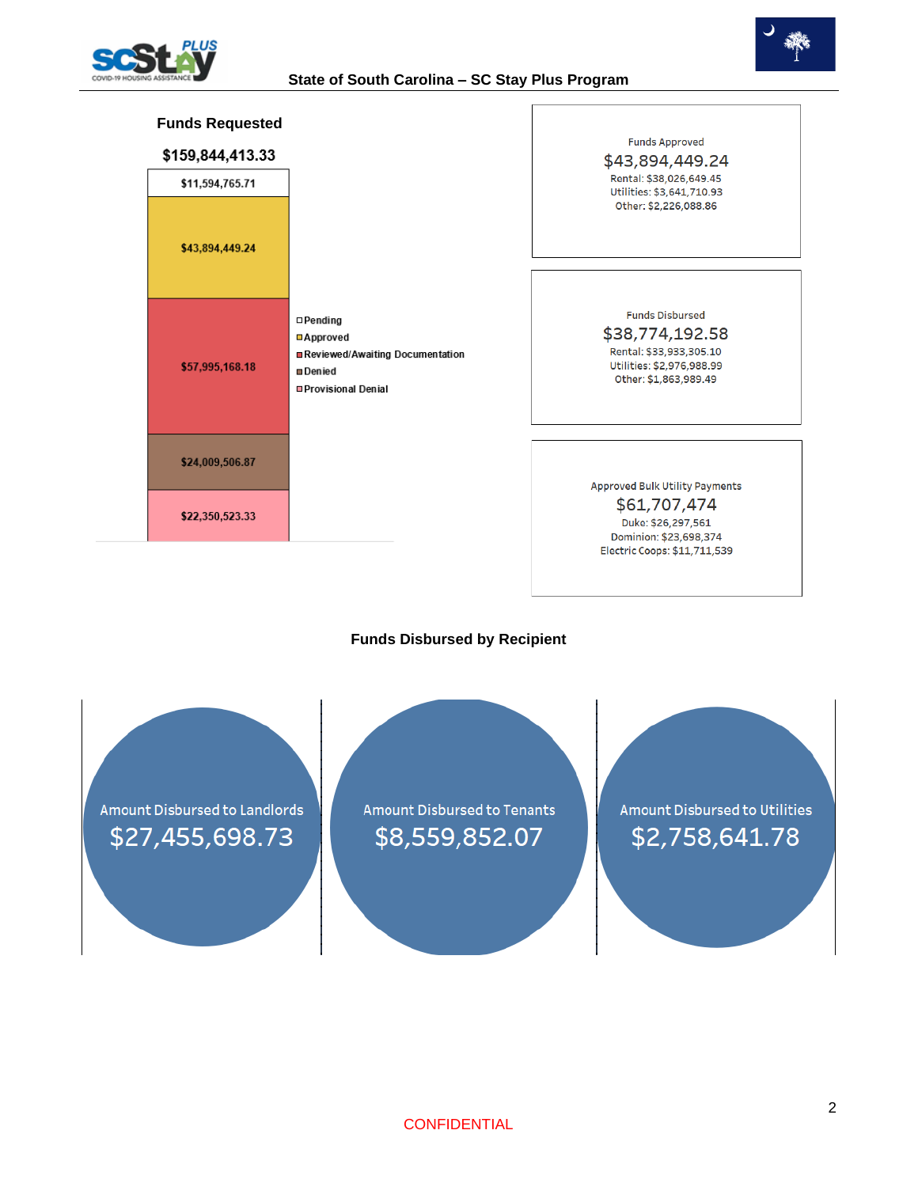State of South Carolina – SC Stay Plus Program

## Funds Requested

**$159,844,413.33**

| Status | Amount |
|---|---|
| Pending | $11,594,765.71 |
| Approved | $43,894,449.24 |
| Reviewed/Awaiting Documentation | $57,995,168.18 |
| Denied | $24,009,506.87 |
| Provisional Denial | $22,350,523.33 |

Funds Approved
$43,894,449.24
Rental: $38,026,649.45
Utilities: $3,641,710.93
Other: $2,226,088.86

Funds Disbursed
$38,774,192.58
Rental: $33,933,305.10
Utilities: $2,976,988.99
Other: $1,863,989.49

Approved Bulk Utility Payments
$61,707,474
Duke: $26,297,561
Dominion: $23,698,374
Electric Coops: $11,711,539

## Funds Disbursed by Recipient

Amount Disbursed to Landlords
$27,455,698.73

Amount Disbursed to Tenants
$8,559,852.07

Amount Disbursed to Utilities
$2,758,641.78

CONFIDENTIAL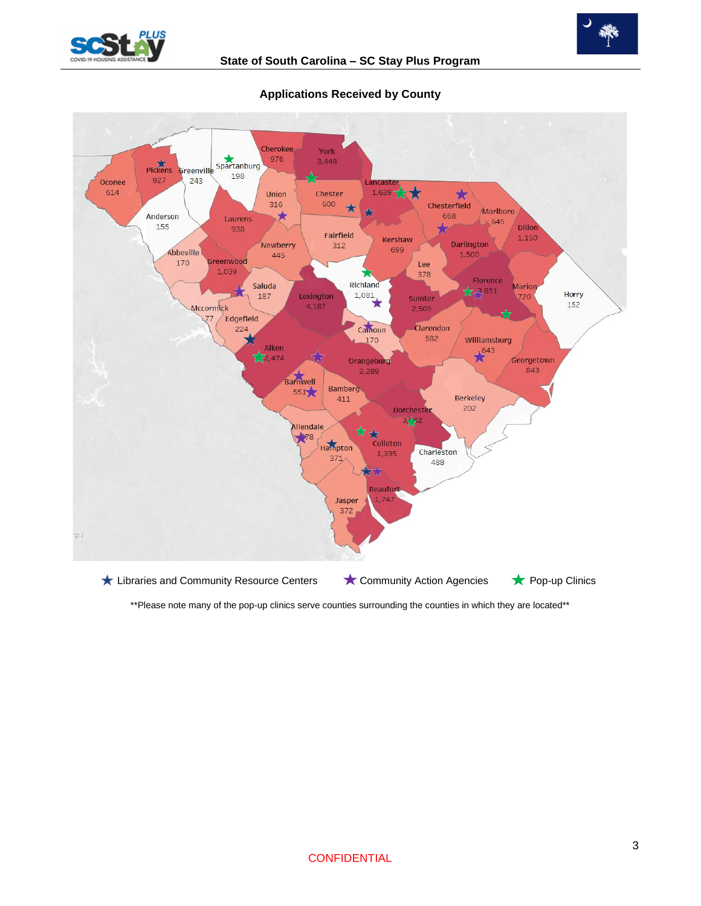## Applications Received by County

| County | Applications |
| --- | --- |
| Cherokee | 976 |
| York | 3,448 |
| Pickens | 927 |
| Greenville | 243 |
| Spartanburg | 198 |
| Oconee | 614 |
| Union | 316 |
| Chester | 600 |
| Lancaster | 1,639 |
| Chesterfield | 668 |
| Marlboro | 645 |
| Anderson | 155 |
| Laurens | 938 |
| Dillon | 1,150 |
| Fairfield | 312 |
| Kershaw | 699 |
| Darlington | 1,500 |
| Newberry | 445 |
| Abbeville | 170 |
| Greenwood | 1,039 |
| Lee | 378 |
| Florence | 3,851 |
| Marion | 720 |
| Saluda | 187 |
| Richland | 1,081 |
| Lexington | 4,187 |
| Sumter | 2,509 |
| Horry | 152 |
| Mccormick | 77 |
| Edgefield | 224 |
| Calhoun | 170 |
| Clarendon | 582 |
| Williamsburg | 643 |
| Aiken | 2,474 |
| Orangeburg | 2,289 |
| Georgetown | 843 |
| Barnwell | 551 |
| Bamberg | 411 |
| Berkeley | 202 |
| Dorchester | 3,442 |
| Allendale | 78 |
| Hampton | 371 |
| Colleton | 1,395 |
| Charleston | 488 |
| Beaufort | 1,747 |
| Jasper | 372 |

★ Libraries and Community Resource Centers ★ Community Action Agencies ★ Pop-up Clinics

**Please note many of the pop-up clinics serve counties surrounding the counties in which they are located**

CONFIDENTIAL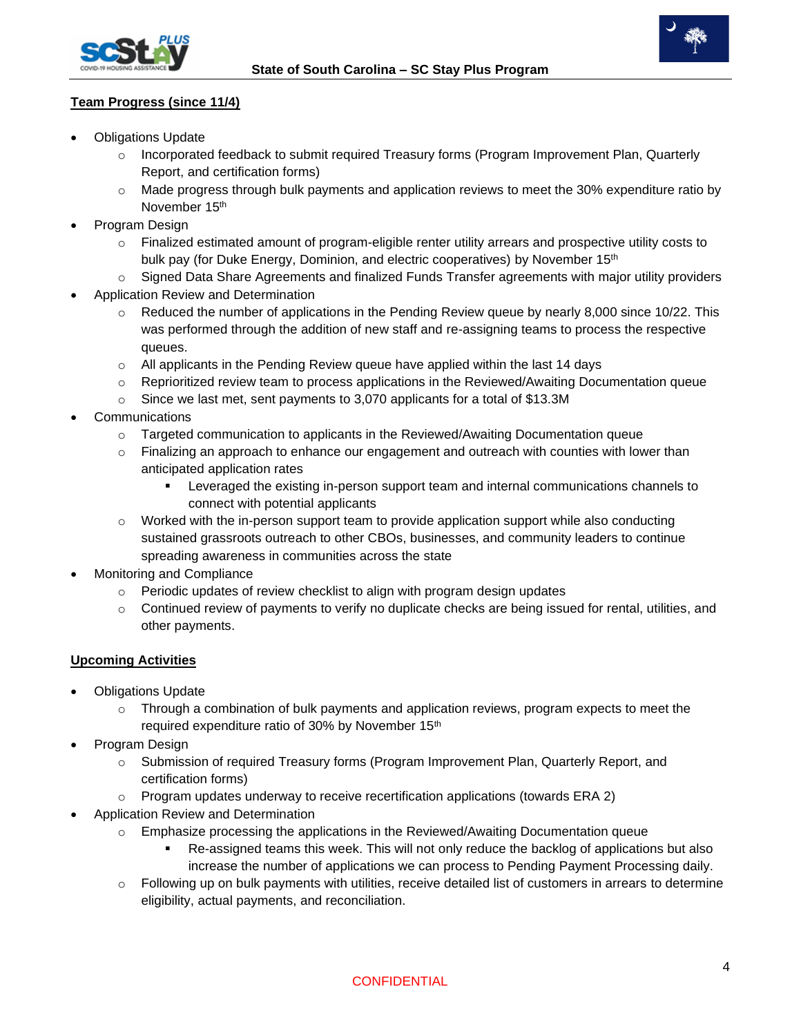## Team Progress (since 11/4)

- Obligations Update
  - Incorporated feedback to submit required Treasury forms (Program Improvement Plan, Quarterly Report, and certification forms)
  - Made progress through bulk payments and application reviews to meet the 30% expenditure ratio by November 15th
- Program Design
  - Finalized estimated amount of program-eligible renter utility arrears and prospective utility costs to bulk pay (for Duke Energy, Dominion, and electric cooperatives) by November 15th
  - Signed Data Share Agreements and finalized Funds Transfer agreements with major utility providers
- Application Review and Determination
  - Reduced the number of applications in the Pending Review queue by nearly 8,000 since 10/22. This was performed through the addition of new staff and re-assigning teams to process the respective queues.
  - All applicants in the Pending Review queue have applied within the last 14 days
  - Reprioritized review team to process applications in the Reviewed/Awaiting Documentation queue
  - Since we last met, sent payments to 3,070 applicants for a total of $13.3M
- Communications
  - Targeted communication to applicants in the Reviewed/Awaiting Documentation queue
  - Finalizing an approach to enhance our engagement and outreach with counties with lower than anticipated application rates
    - Leveraged the existing in-person support team and internal communications channels to connect with potential applicants
  - Worked with the in-person support team to provide application support while also conducting sustained grassroots outreach to other CBOs, businesses, and community leaders to continue spreading awareness in communities across the state
- Monitoring and Compliance
  - Periodic updates of review checklist to align with program design updates
  - Continued review of payments to verify no duplicate checks are being issued for rental, utilities, and other payments.

## Upcoming Activities

- Obligations Update
  - Through a combination of bulk payments and application reviews, program expects to meet the required expenditure ratio of 30% by November 15th
- Program Design
  - Submission of required Treasury forms (Program Improvement Plan, Quarterly Report, and certification forms)
  - Program updates underway to receive recertification applications (towards ERA 2)
- Application Review and Determination
  - Emphasize processing the applications in the Reviewed/Awaiting Documentation queue
    - Re-assigned teams this week. This will not only reduce the backlog of applications but also increase the number of applications we can process to Pending Payment Processing daily.
  - Following up on bulk payments with utilities, receive detailed list of customers in arrears to determine eligibility, actual payments, and reconciliation.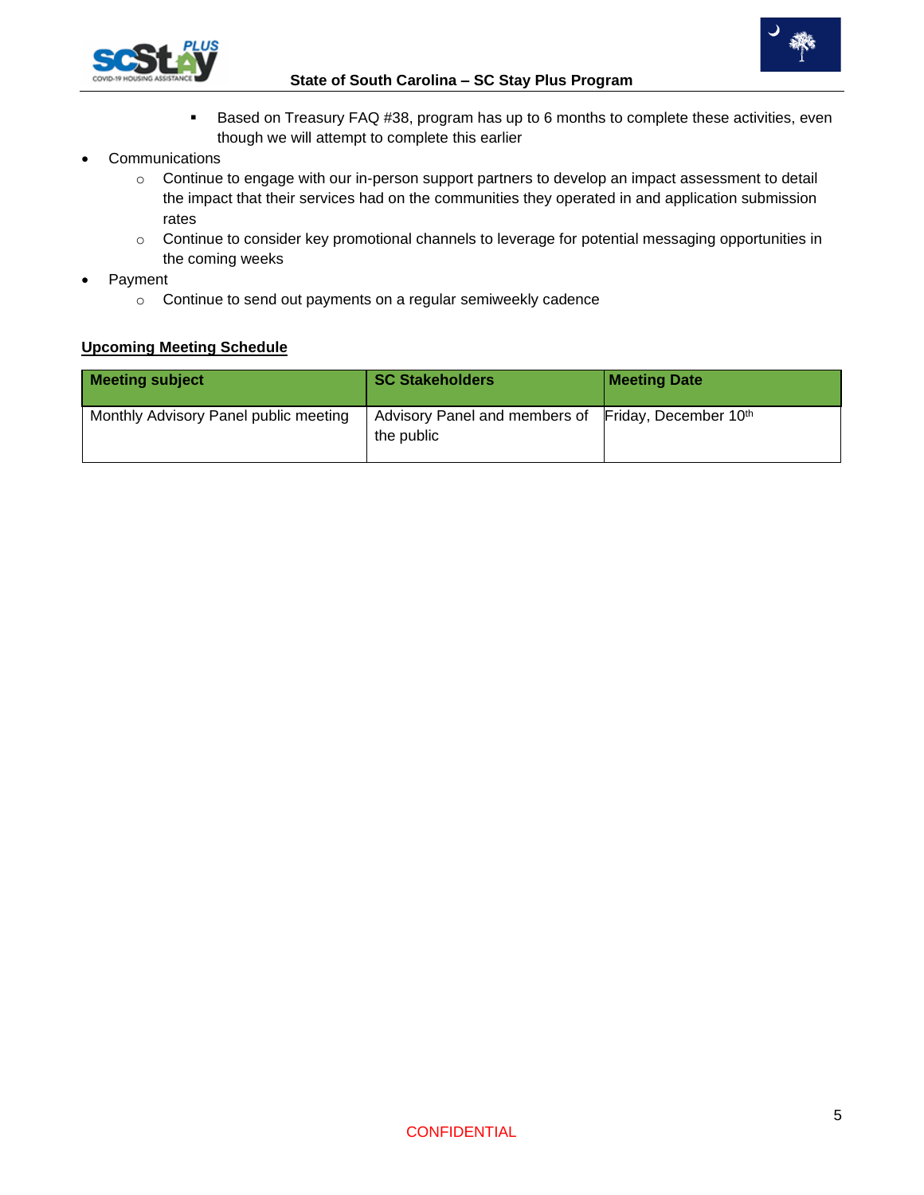- Based on Treasury FAQ #38, program has up to 6 months to complete these activities, even though we will attempt to complete this earlier
- Communications
  - Continue to engage with our in-person support partners to develop an impact assessment to detail the impact that their services had on the communities they operated in and application submission rates
  - Continue to consider key promotional channels to leverage for potential messaging opportunities in the coming weeks
- Payment
  - Continue to send out payments on a regular semiweekly cadence

## Upcoming Meeting Schedule

| Meeting subject | SC Stakeholders | Meeting Date |
|---|---|---|
| Monthly Advisory Panel public meeting | Advisory Panel and members of the public | Friday, December 10th |

CONFIDENTIAL